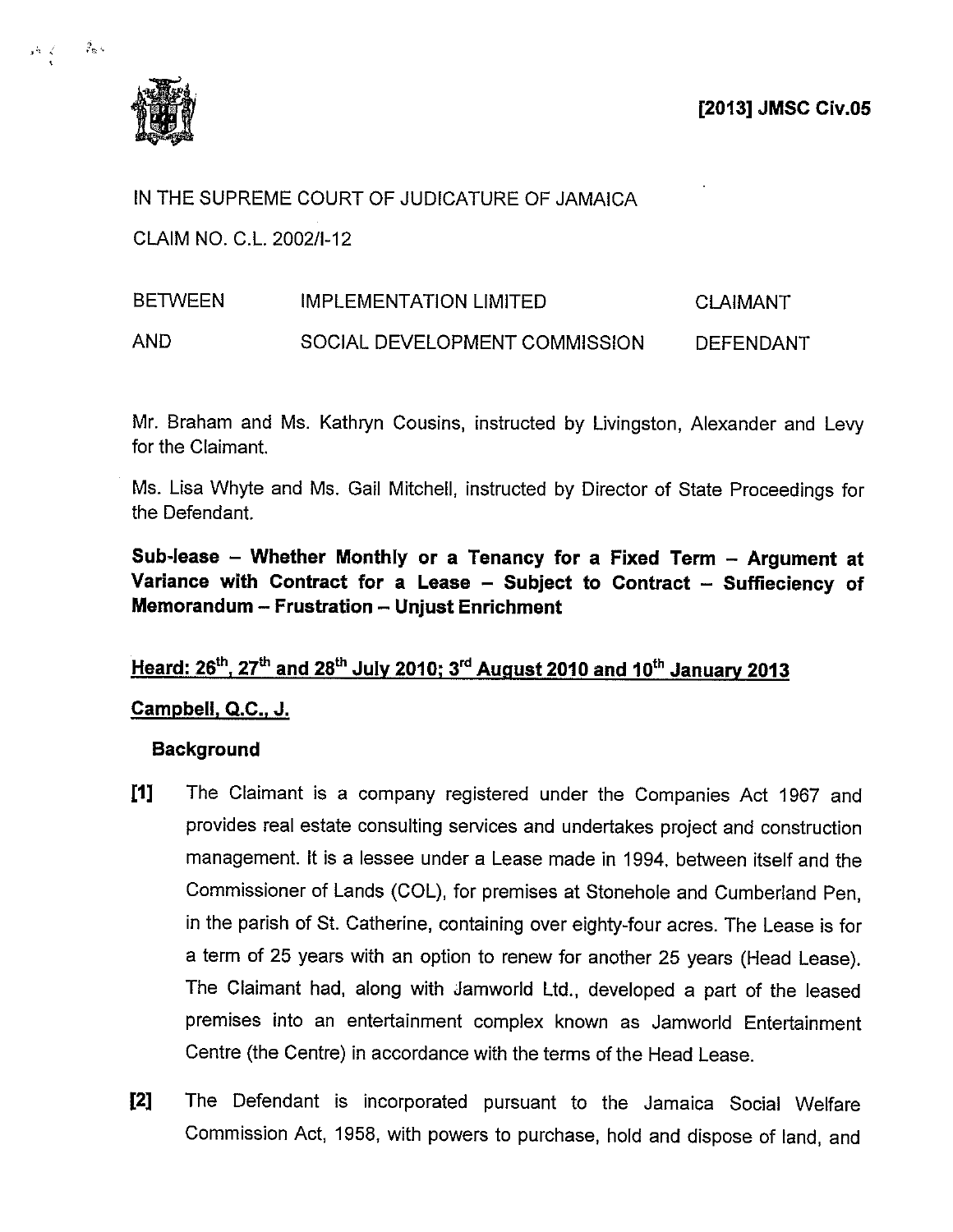**[2013] JMSC Civ.05**

IN THE SUPREME COURT OF JUDICATURE OF JAMAICA

CLAIM NO. C.L. 2002/I-12

| | | |
|---|---|---|
| BETWEEN | IMPLEMENTATION LIMITED | CLAIMANT |
| AND | SOCIAL DEVELOPMENT COMMISSION | DEFENDANT |

Mr. Braham and Ms. Kathryn Cousins, instructed by Livingston, Alexander and Levy for the Claimant.

Ms. Lisa Whyte and Ms. Gail Mitchell, instructed by Director of State Proceedings for the Defendant.

**Sub-lease – Whether Monthly or a Tenancy for a Fixed Term – Argument at Variance with Contract for a Lease – Subject to Contract – Suffieciency of Memorandum – Frustration – Unjust Enrichment**

**Heard: 26th, 27th and 28th July 2010; 3rd August 2010 and 10th January 2013**

**Campbell, Q.C., J.**

### Background

**[1]** The Claimant is a company registered under the Companies Act 1967 and provides real estate consulting services and undertakes project and construction management. It is a lessee under a Lease made in 1994, between itself and the Commissioner of Lands (COL), for premises at Stonehole and Cumberland Pen, in the parish of St. Catherine, containing over eighty-four acres. The Lease is for a term of 25 years with an option to renew for another 25 years (Head Lease). The Claimant had, along with Jamworld Ltd., developed a part of the leased premises into an entertainment complex known as Jamworld Entertainment Centre (the Centre) in accordance with the terms of the Head Lease.

**[2]** The Defendant is incorporated pursuant to the Jamaica Social Welfare Commission Act, 1958, with powers to purchase, hold and dispose of land, and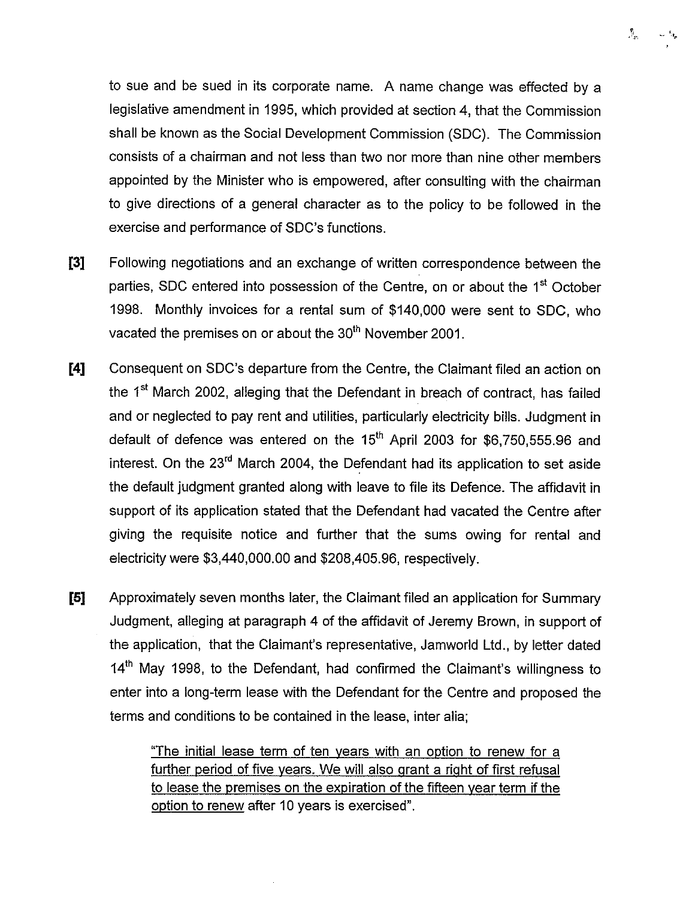to sue and be sued in its corporate name. A name change was effected by a legislative amendment in 1995, which provided at section 4, that the Commission shall be known as the Social Development Commission (SDC). The Commission consists of a chairman and not less than two nor more than nine other members appointed by the Minister who is empowered, after consulting with the chairman to give directions of a general character as to the policy to be followed in the exercise and performance of SDC's functions.

**[3]** Following negotiations and an exchange of written correspondence between the parties, SDC entered into possession of the Centre, on or about the 1st October 1998. Monthly invoices for a rental sum of $140,000 were sent to SDC, who vacated the premises on or about the 30th November 2001.

**[4]** Consequent on SDC's departure from the Centre, the Claimant filed an action on the 1st March 2002, alleging that the Defendant in breach of contract, has failed and or neglected to pay rent and utilities, particularly electricity bills. Judgment in default of defence was entered on the 15th April 2003 for $6,750,555.96 and interest. On the 23rd March 2004, the Defendant had its application to set aside the default judgment granted along with leave to file its Defence. The affidavit in support of its application stated that the Defendant had vacated the Centre after giving the requisite notice and further that the sums owing for rental and electricity were $3,440,000.00 and $208,405.96, respectively.

**[5]** Approximately seven months later, the Claimant filed an application for Summary Judgment, alleging at paragraph 4 of the affidavit of Jeremy Brown, in support of the application, that the Claimant's representative, Jamworld Ltd., by letter dated 14th May 1998, to the Defendant, had confirmed the Claimant's willingness to enter into a long-term lease with the Defendant for the Centre and proposed the terms and conditions to be contained in the lease, inter alia;

> "<u>The initial lease term of ten years with an option to renew for a further period of five years. We will also grant a right of first refusal to lease the premises on the expiration of the fifteen year term if the option to renew</u> after 10 years is exercised".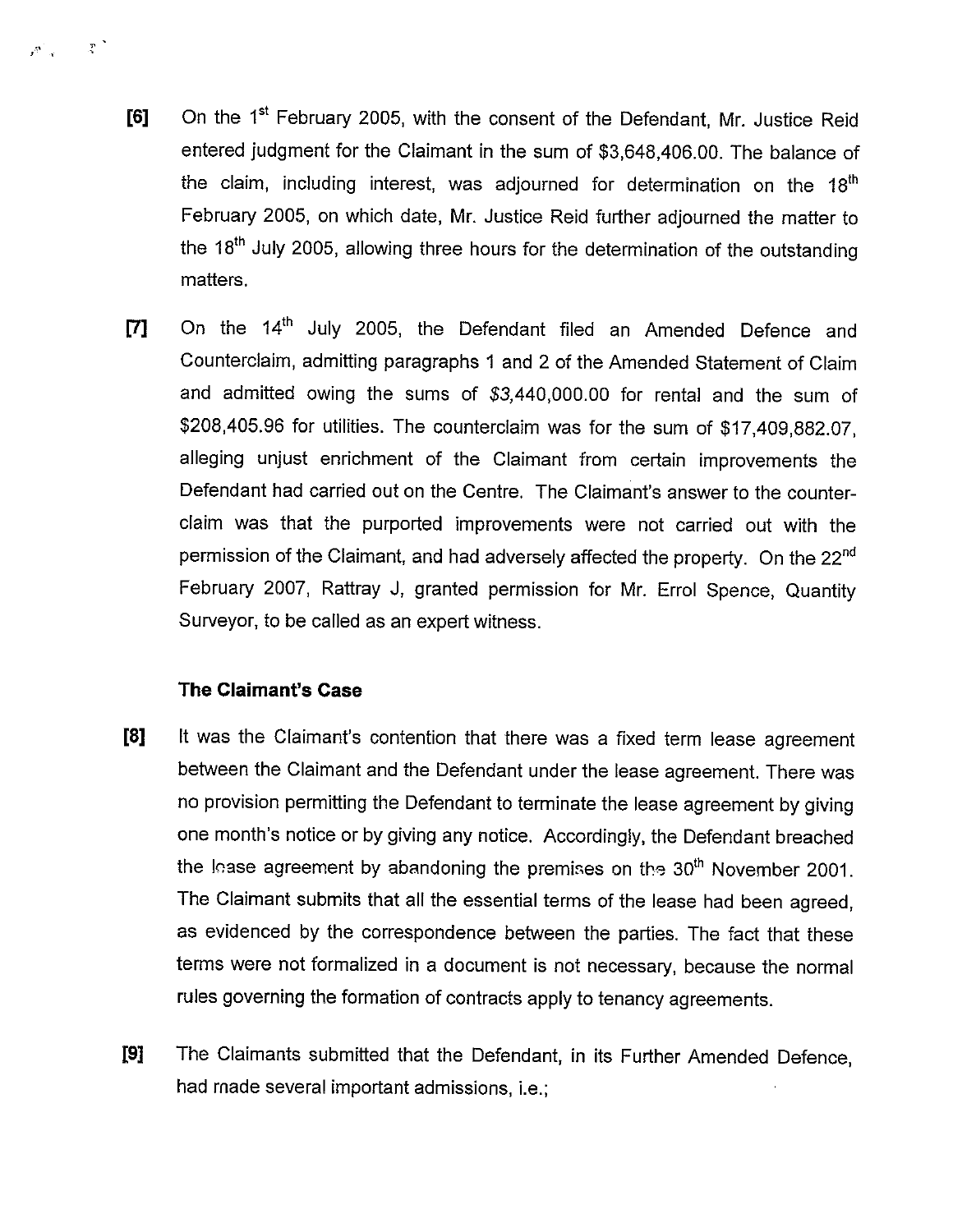[6] On the 1st February 2005, with the consent of the Defendant, Mr. Justice Reid entered judgment for the Claimant in the sum of $3,648,406.00. The balance of the claim, including interest, was adjourned for determination on the 18th February 2005, on which date, Mr. Justice Reid further adjourned the matter to the 18th July 2005, allowing three hours for the determination of the outstanding matters.

[7] On the 14th July 2005, the Defendant filed an Amended Defence and Counterclaim, admitting paragraphs 1 and 2 of the Amended Statement of Claim and admitted owing the sums of *$3,440,000.00* for rental and the sum of $208,405.96 for utilities. The counterclaim was for the sum of $17,409,882.07, alleging unjust enrichment of the Claimant from certain improvements the Defendant had carried out on the Centre. The Claimant's answer to the counter-claim was that the purported improvements were not carried out with the permission of the Claimant, and had adversely affected the property. On the 22nd February 2007, Rattray J, granted permission for Mr. Errol Spence, Quantity Surveyor, to be called as an expert witness.

**The Claimant's Case**

[8] It was the Claimant's contention that there was a fixed term lease agreement between the Claimant and the Defendant under the lease agreement. There was no provision permitting the Defendant to terminate the lease agreement by giving one month's notice or by giving any notice. Accordingly, the Defendant breached the lease agreement by abandoning the premises on the 30th November 2001. The Claimant submits that all the essential terms of the lease had been agreed, as evidenced by the correspondence between the parties. The fact that these terms were not formalized in a document is not necessary, because the normal rules governing the formation of contracts apply to tenancy agreements.

[9] The Claimants submitted that the Defendant, in its Further Amended Defence, had made several important admissions, i.e.;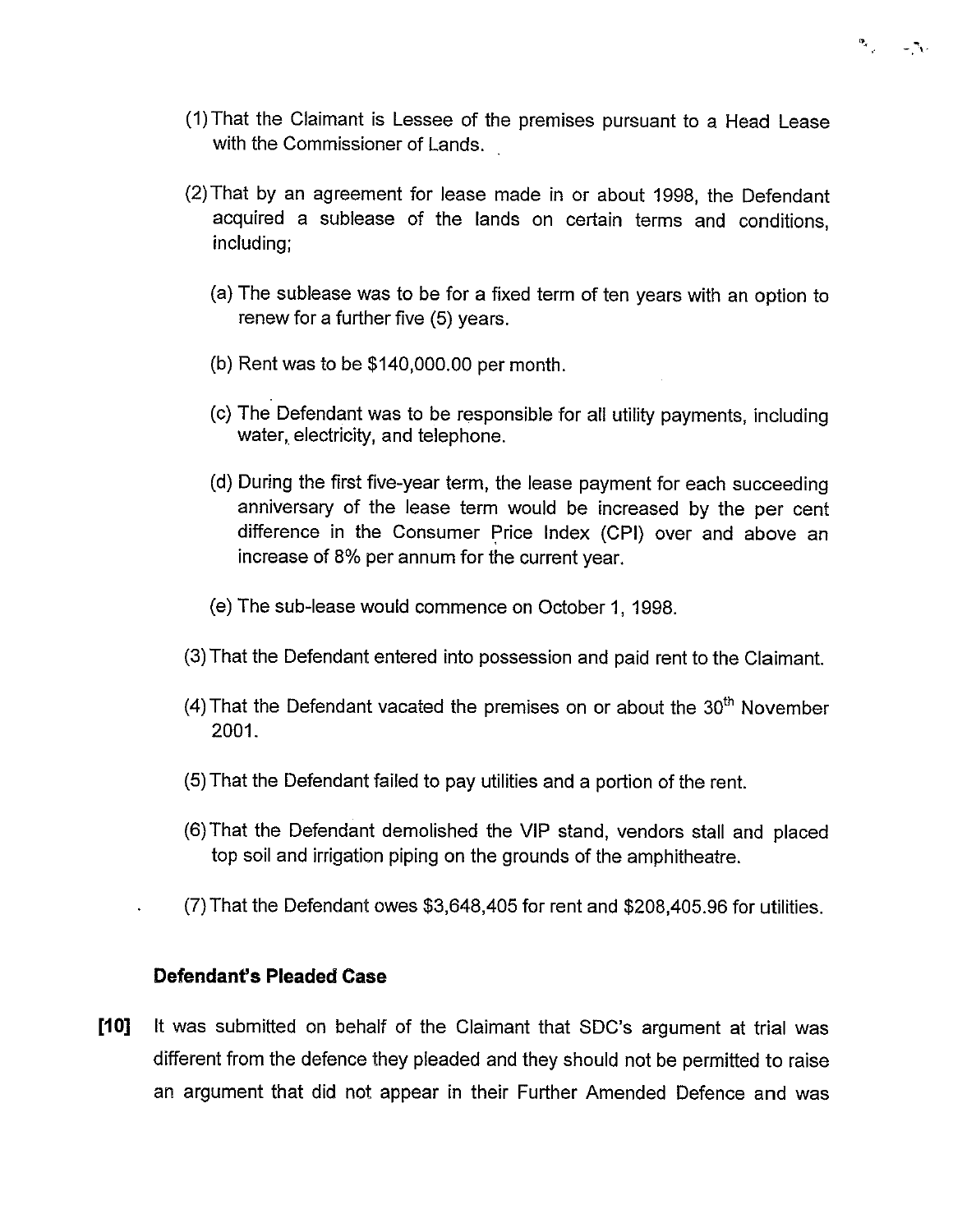(1) That the Claimant is Lessee of the premises pursuant to a Head Lease with the Commissioner of Lands.

(2) That by an agreement for lease made in or about 1998, the Defendant acquired a sublease of the lands on certain terms and conditions, including;

   (a) The sublease was to be for a fixed term of ten years with an option to renew for a further five (5) years.

   (b) Rent was to be $140,000.00 per month.

   (c) The Defendant was to be responsible for all utility payments, including water, electricity, and telephone.

   (d) During the first five-year term, the lease payment for each succeeding anniversary of the lease term would be increased by the per cent difference in the Consumer Price Index (CPI) over and above an increase of 8% per annum for the current year.

   (e) The sub-lease would commence on October 1, 1998.

(3) That the Defendant entered into possession and paid rent to the Claimant.

(4) That the Defendant vacated the premises on or about the 30th November 2001.

(5) That the Defendant failed to pay utilities and a portion of the rent.

(6) That the Defendant demolished the VIP stand, vendors stall and placed top soil and irrigation piping on the grounds of the amphitheatre.

(7) That the Defendant owes $3,648,405 for rent and $208,405.96 for utilities.

### Defendant's Pleaded Case

**[10]** It was submitted on behalf of the Claimant that SDC's argument at trial was different from the defence they pleaded and they should not be permitted to raise an argument that did not appear in their Further Amended Defence and was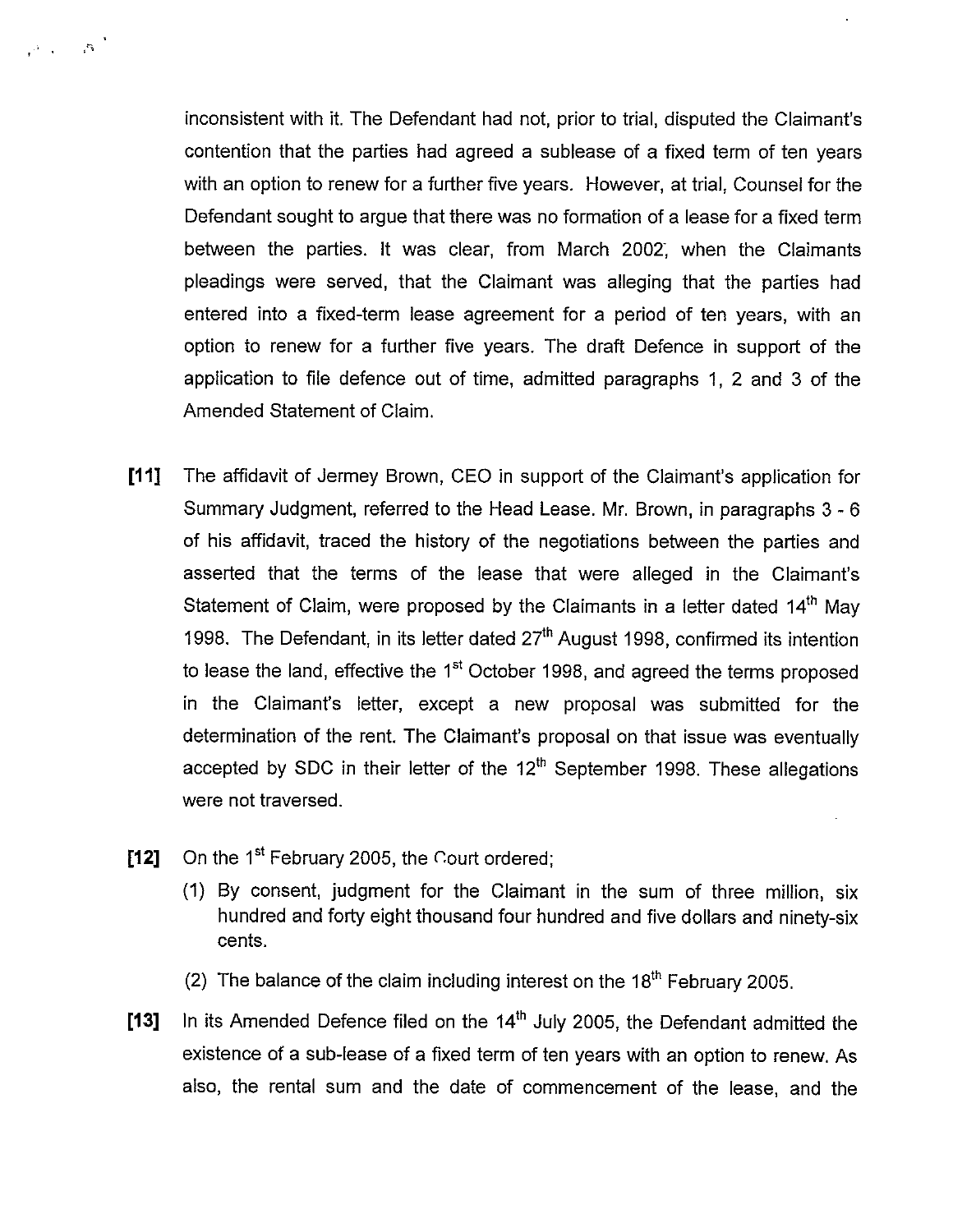inconsistent with it. The Defendant had not, prior to trial, disputed the Claimant's contention that the parties had agreed a sublease of a fixed term of ten years with an option to renew for a further five years. However, at trial, Counsel for the Defendant sought to argue that there was no formation of a lease for a fixed term between the parties. It was clear, from March 2002, when the Claimants pleadings were served, that the Claimant was alleging that the parties had entered into a fixed-term lease agreement for a period of ten years, with an option to renew for a further five years. The draft Defence in support of the application to file defence out of time, admitted paragraphs 1, 2 and 3 of the Amended Statement of Claim.

**[11]** The affidavit of Jermey Brown, CEO in support of the Claimant's application for Summary Judgment, referred to the Head Lease. Mr. Brown, in paragraphs 3 - 6 of his affidavit, traced the history of the negotiations between the parties and asserted that the terms of the lease that were alleged in the Claimant's Statement of Claim, were proposed by the Claimants in a letter dated 14th May 1998. The Defendant, in its letter dated 27th August 1998, confirmed its intention to lease the land, effective the 1st October 1998, and agreed the terms proposed in the Claimant's letter, except a new proposal was submitted for the determination of the rent. The Claimant's proposal on that issue was eventually accepted by SDC in their letter of the 12th September 1998. These allegations were not traversed.

**[12]** On the 1st February 2005, the Court ordered;

(1) By consent, judgment for the Claimant in the sum of three million, six hundred and forty eight thousand four hundred and five dollars and ninety-six cents.

(2) The balance of the claim including interest on the 18th February 2005.

**[13]** In its Amended Defence filed on the 14th July 2005, the Defendant admitted the existence of a sub-lease of a fixed term of ten years with an option to renew. As also, the rental sum and the date of commencement of the lease, and the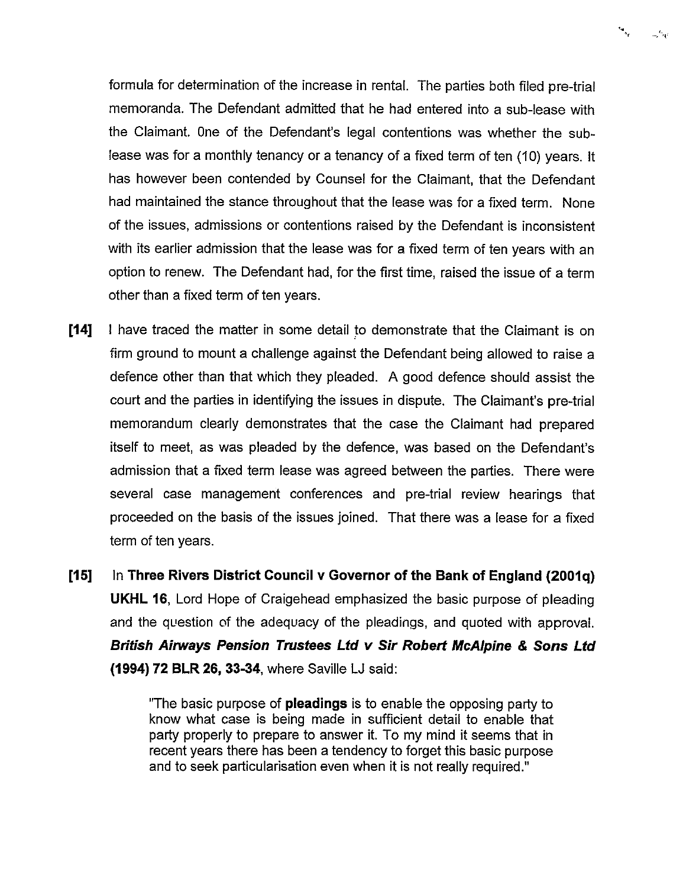formula for determination of the increase in rental. The parties both filed pre-trial memoranda. The Defendant admitted that he had entered into a sub-lease with the Claimant. One of the Defendant's legal contentions was whether the sub-lease was for a monthly tenancy or a tenancy of a fixed term of ten (10) years. It has however been contended by Counsel for the Claimant, that the Defendant had maintained the stance throughout that the lease was for a fixed term. None of the issues, admissions or contentions raised by the Defendant is inconsistent with its earlier admission that the lease was for a fixed term of ten years with an option to renew. The Defendant had, for the first time, raised the issue of a term other than a fixed term of ten years.

**[14]** I have traced the matter in some detail to demonstrate that the Claimant is on firm ground to mount a challenge against the Defendant being allowed to raise a defence other than that which they pleaded. A good defence should assist the court and the parties in identifying the issues in dispute. The Claimant's pre-trial memorandum clearly demonstrates that the case the Claimant had prepared itself to meet, as was pleaded by the defence, was based on the Defendant's admission that a fixed term lease was agreed between the parties. There were several case management conferences and pre-trial review hearings that proceeded on the basis of the issues joined. That there was a lease for a fixed term of ten years.

**[15]** In **Three Rivers District Council v Governor of the Bank of England (2001q) UKHL 16**, Lord Hope of Craigehead emphasized the basic purpose of pleading and the question of the adequacy of the pleadings, and quoted with approval. ***British Airways Pension Trustees Ltd v Sir Robert McAlpine & Sons Ltd* (1994) 72 BLR 26, 33-34**, where Saville LJ said:

> "The basic purpose of **pleadings** is to enable the opposing party to know what case is being made in sufficient detail to enable that party properly to prepare to answer it. To my mind it seems that in recent years there has been a tendency to forget this basic purpose and to seek particularisation even when it is not really required."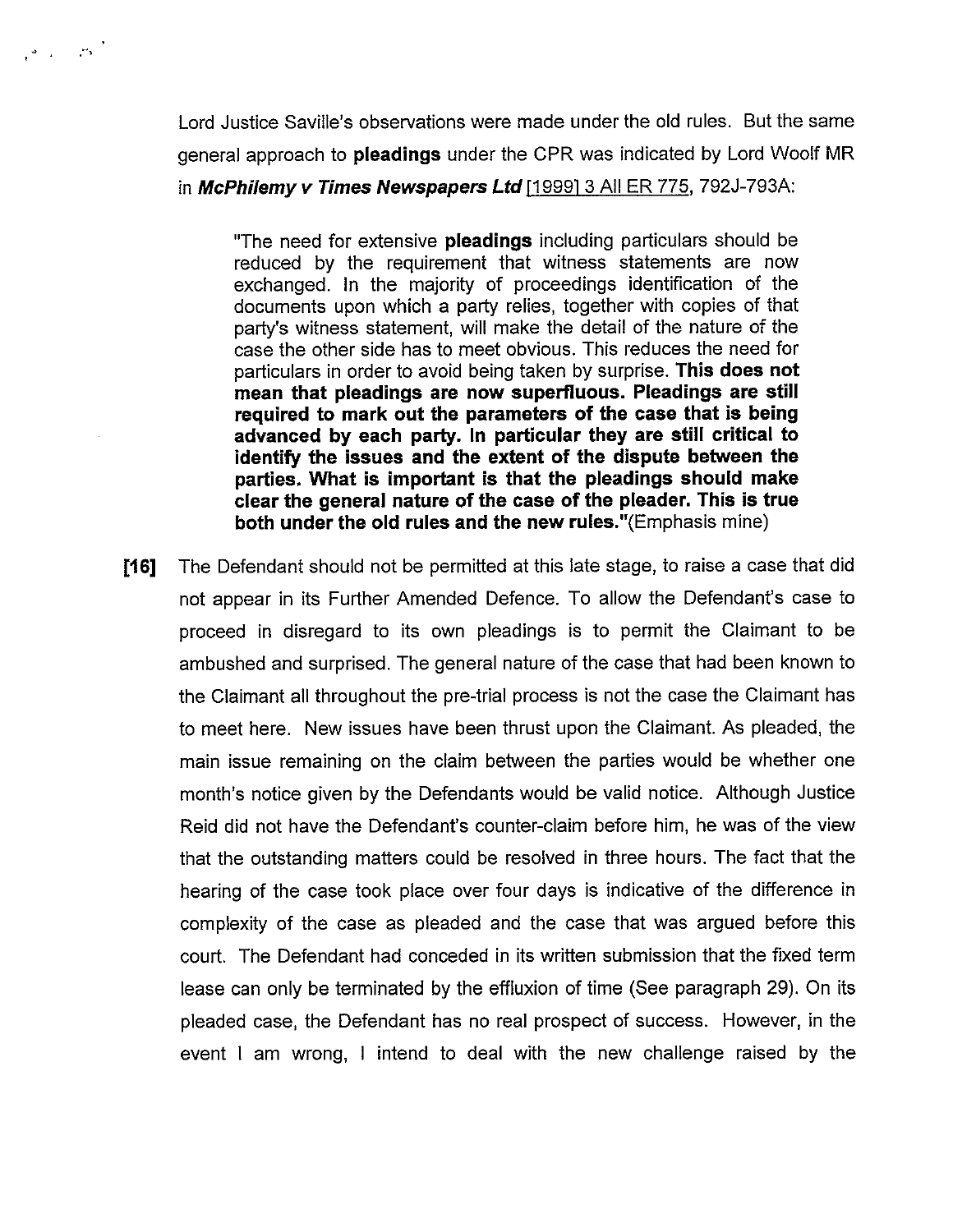Lord Justice Saville's observations were made under the old rules. But the same general approach to **pleadings** under the CPR was indicated by Lord Woolf MR in ***McPhilemy v Times Newspapers Ltd*** [1999] 3 All ER 775, 792J-793A:

> "The need for extensive **pleadings** including particulars should be reduced by the requirement that witness statements are now exchanged. In the majority of proceedings identification of the documents upon which a party relies, together with copies of that party's witness statement, will make the detail of the nature of the case the other side has to meet obvious. This reduces the need for particulars in order to avoid being taken by surprise. **This does not mean that pleadings are now superfluous. Pleadings are still required to mark out the parameters of the case that is being advanced by each party. In particular they are still critical to identify the issues and the extent of the dispute between the parties. What is important is that the pleadings should make clear the general nature of the case of the pleader. This is true both under the old rules and the new rules.**"(Emphasis mine)

**[16]** The Defendant should not be permitted at this late stage, to raise a case that did not appear in its Further Amended Defence. To allow the Defendant's case to proceed in disregard to its own pleadings is to permit the Claimant to be ambushed and surprised. The general nature of the case that had been known to the Claimant all throughout the pre-trial process is not the case the Claimant has to meet here. New issues have been thrust upon the Claimant. As pleaded, the main issue remaining on the claim between the parties would be whether one month's notice given by the Defendants would be valid notice. Although Justice Reid did not have the Defendant's counter-claim before him, he was of the view that the outstanding matters could be resolved in three hours. The fact that the hearing of the case took place over four days is indicative of the difference in complexity of the case as pleaded and the case that was argued before this court. The Defendant had conceded in its written submission that the fixed term lease can only be terminated by the effluxion of time (See paragraph 29). On its pleaded case, the Defendant has no real prospect of success. However, in the event I am wrong, I intend to deal with the new challenge raised by the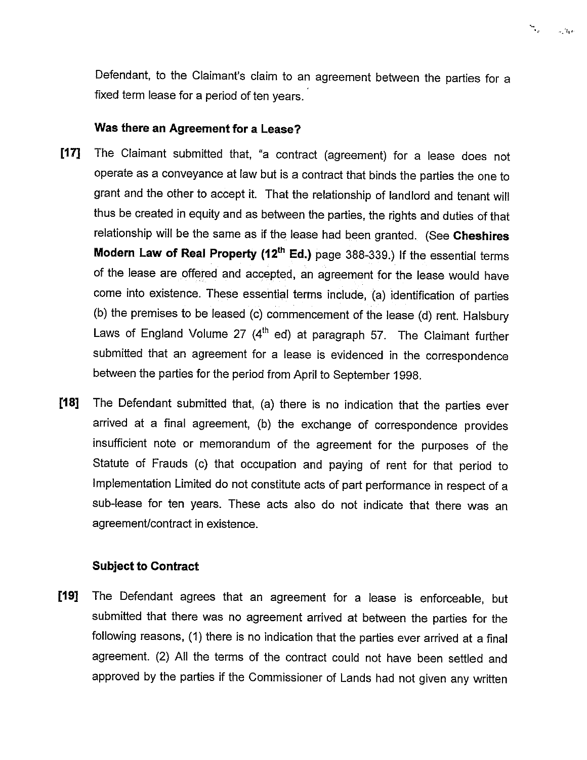Defendant, to the Claimant's claim to an agreement between the parties for a fixed term lease for a period of ten years.

### Was there an Agreement for a Lease?

**[17]** The Claimant submitted that, "a contract (agreement) for a lease does not operate as a conveyance at law but is a contract that binds the parties the one to grant and the other to accept it. That the relationship of landlord and tenant will thus be created in equity and as between the parties, the rights and duties of that relationship will be the same as if the lease had been granted. (See **Cheshires Modern Law of Real Property (12th Ed.)** page 388-339.) If the essential terms of the lease are offered and accepted, an agreement for the lease would have come into existence. These essential terms include, (a) identification of parties (b) the premises to be leased (c) commencement of the lease (d) rent. Halsbury Laws of England Volume 27 (4th ed) at paragraph 57. The Claimant further submitted that an agreement for a lease is evidenced in the correspondence between the parties for the period from April to September 1998.

**[18]** The Defendant submitted that, (a) there is no indication that the parties ever arrived at a final agreement, (b) the exchange of correspondence provides insufficient note or memorandum of the agreement for the purposes of the Statute of Frauds (c) that occupation and paying of rent for that period to Implementation Limited do not constitute acts of part performance in respect of a sub-lease for ten years. These acts also do not indicate that there was an agreement/contract in existence.

### Subject to Contract

**[19]** The Defendant agrees that an agreement for a lease is enforceable, but submitted that there was no agreement arrived at between the parties for the following reasons, (1) there is no indication that the parties ever arrived at a final agreement. (2) All the terms of the contract could not have been settled and approved by the parties if the Commissioner of Lands had not given any written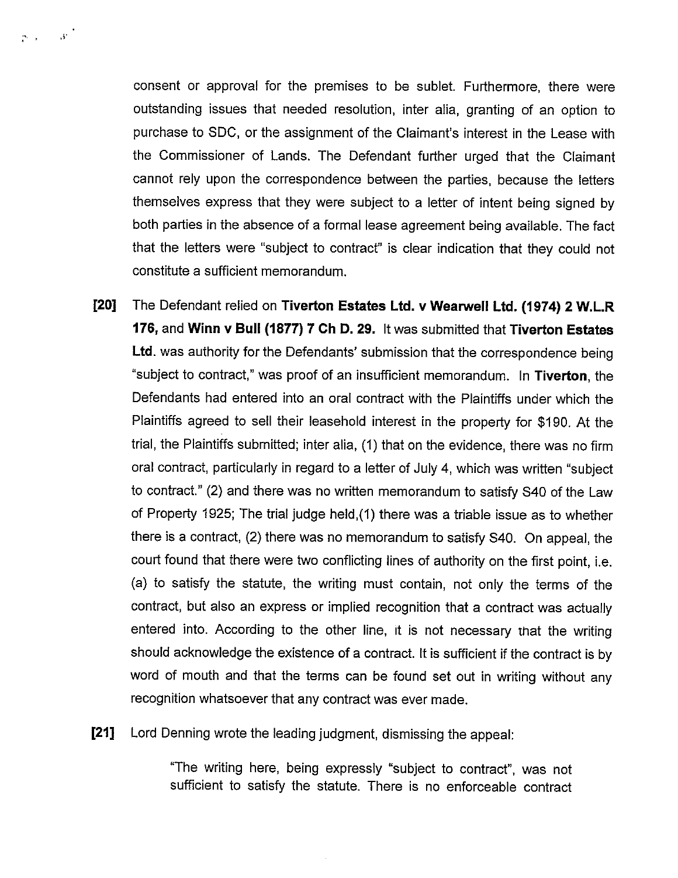consent or approval for the premises to be sublet. Furthermore, there were outstanding issues that needed resolution, inter alia, granting of an option to purchase to SDC, or the assignment of the Claimant's interest in the Lease with the Commissioner of Lands. The Defendant further urged that the Claimant cannot rely upon the correspondence between the parties, because the letters themselves express that they were subject to a letter of intent being signed by both parties in the absence of a formal lease agreement being available. The fact that the letters were "subject to contract" is clear indication that they could not constitute a sufficient memorandum.

**[20]** The Defendant relied on **Tiverton Estates Ltd. v Wearwell Ltd. (1974) 2 W.L.R 176,** and **Winn v Bull (1877) 7 Ch D. 29.** It was submitted that **Tiverton Estates Ltd**. was authority for the Defendants' submission that the correspondence being "subject to contract," was proof of an insufficient memorandum. In **Tiverton**, the Defendants had entered into an oral contract with the Plaintiffs under which the Plaintiffs agreed to sell their leasehold interest in the property for $190. At the trial, the Plaintiffs submitted; inter alia, (1) that on the evidence, there was no firm oral contract, particularly in regard to a letter of July 4, which was written "subject to contract." (2) and there was no written memorandum to satisfy S40 of the Law of Property 1925; The trial judge held,(1) there was a triable issue as to whether there is a contract, (2) there was no memorandum to satisfy S40. On appeal, the court found that there were two conflicting lines of authority on the first point, i.e. (a) to satisfy the statute, the writing must contain, not only the terms of the contract, but also an express or implied recognition that a contract was actually entered into. According to the other line, it is not necessary that the writing should acknowledge the existence of a contract. It is sufficient if the contract is by word of mouth and that the terms can be found set out in writing without any recognition whatsoever that any contract was ever made.

**[21]** Lord Denning wrote the leading judgment, dismissing the appeal:

> "The writing here, being expressly "subject to contract", was not sufficient to satisfy the statute. There is no enforceable contract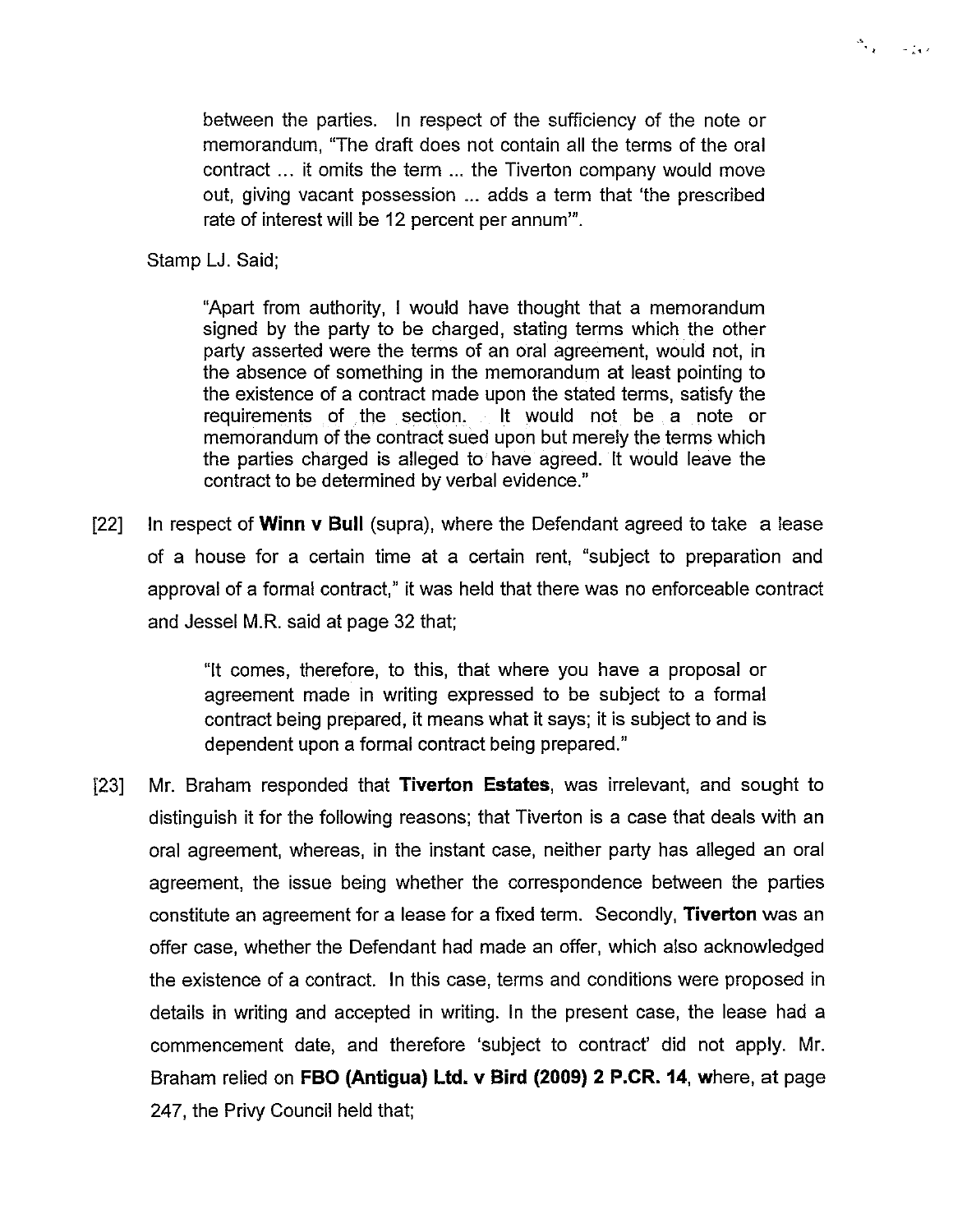between the parties. In respect of the sufficiency of the note or memorandum, "The draft does not contain all the terms of the oral contract ... it omits the term ... the Tiverton company would move out, giving vacant possession ... adds a term that 'the prescribed rate of interest will be 12 percent per annum'".

Stamp LJ. Said;

> "Apart from authority, I would have thought that a memorandum signed by the party to be charged, stating terms which the other party asserted were the terms of an oral agreement, would not, in the absence of something in the memorandum at least pointing to the existence of a contract made upon the stated terms, satisfy the requirements of the section. It would not be a note or memorandum of the contract sued upon but merely the terms which the parties charged is alleged to have agreed. It would leave the contract to be determined by verbal evidence."

[22] In respect of **Winn v Bull** (supra), where the Defendant agreed to take a lease of a house for a certain time at a certain rent, "subject to preparation and approval of a formal contract," it was held that there was no enforceable contract and Jessel M.R. said at page 32 that;

> "It comes, therefore, to this, that where you have a proposal or agreement made in writing expressed to be subject to a formal contract being prepared, it means what it says; it is subject to and is dependent upon a formal contract being prepared."

[23] Mr. Braham responded that **Tiverton Estates**, was irrelevant, and sought to distinguish it for the following reasons; that Tiverton is a case that deals with an oral agreement, whereas, in the instant case, neither party has alleged an oral agreement, the issue being whether the correspondence between the parties constitute an agreement for a lease for a fixed term. Secondly, **Tiverton** was an offer case, whether the Defendant had made an offer, which also acknowledged the existence of a contract. In this case, terms and conditions were proposed in details in writing and accepted in writing. In the present case, the lease had a commencement date, and therefore 'subject to contract' did not apply. Mr. Braham relied on **FBO (Antigua) Ltd. v Bird (2009) 2 P.CR. 14**, where, at page 247, the Privy Council held that;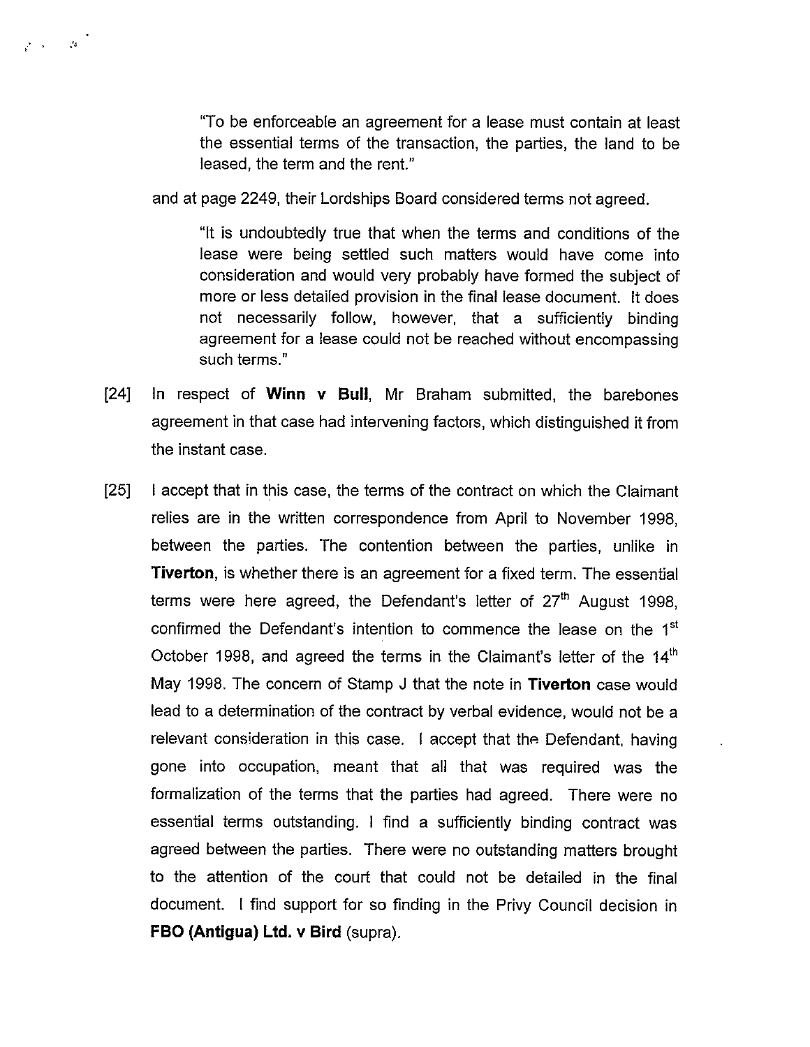> "To be enforceable an agreement for a lease must contain at least the essential terms of the transaction, the parties, the land to be leased, the term and the rent."

and at page 2249, their Lordships Board considered terms not agreed.

> "It is undoubtedly true that when the terms and conditions of the lease were being settled such matters would have come into consideration and would very probably have formed the subject of more or less detailed provision in the final lease document. It does not necessarily follow, however, that a sufficiently binding agreement for a lease could not be reached without encompassing such terms."

[24] In respect of **Winn v Bull**, Mr Braham submitted, the barebones agreement in that case had intervening factors, which distinguished it from the instant case.

[25] I accept that in this case, the terms of the contract on which the Claimant relies are in the written correspondence from April to November 1998, between the parties. The contention between the parties, unlike in **Tiverton**, is whether there is an agreement for a fixed term. The essential terms were here agreed, the Defendant's letter of 27th August 1998, confirmed the Defendant's intention to commence the lease on the 1st October 1998, and agreed the terms in the Claimant's letter of the 14th May 1998. The concern of Stamp J that the note in **Tiverton** case would lead to a determination of the contract by verbal evidence, would not be a relevant consideration in this case. I accept that the Defendant, having gone into occupation, meant that all that was required was the formalization of the terms that the parties had agreed. There were no essential terms outstanding. I find a sufficiently binding contract was agreed between the parties. There were no outstanding matters brought to the attention of the court that could not be detailed in the final document. I find support for so finding in the Privy Council decision in **FBO (Antigua) Ltd. v Bird** (supra).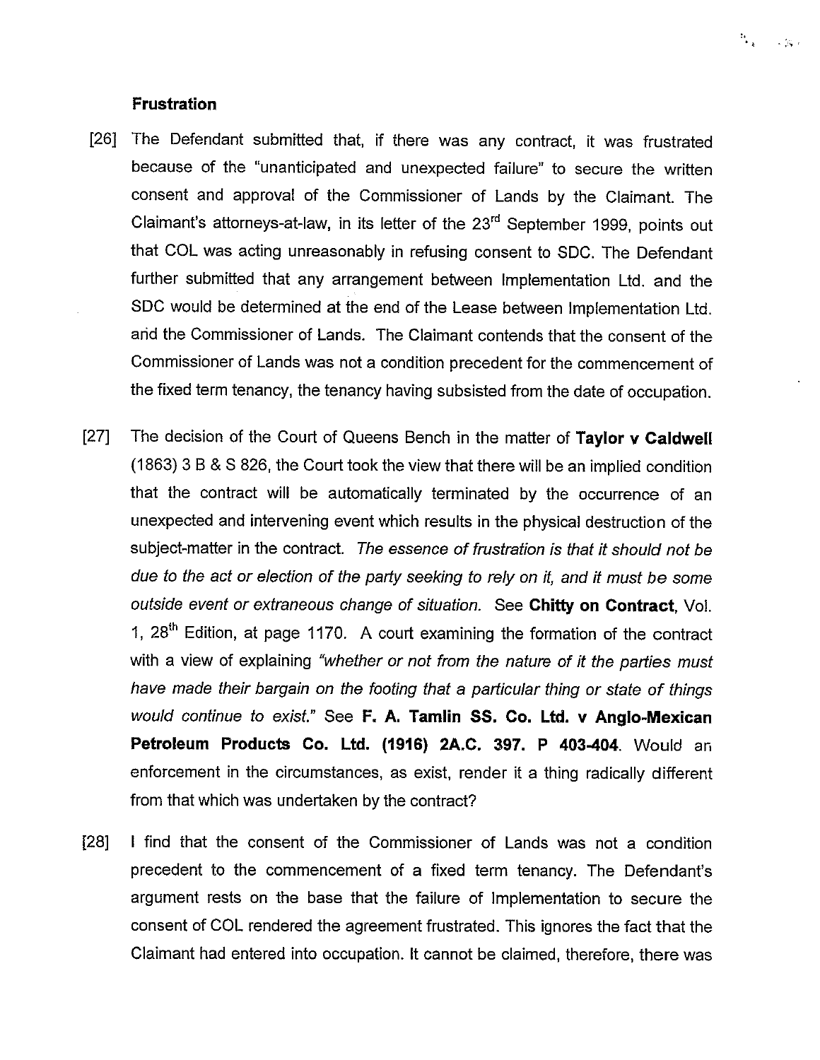**Frustration**

[26] The Defendant submitted that, if there was any contract, it was frustrated because of the "unanticipated and unexpected failure" to secure the written consent and approval of the Commissioner of Lands by the Claimant. The Claimant's attorneys-at-law, in its letter of the 23rd September 1999, points out that COL was acting unreasonably in refusing consent to SDC. The Defendant further submitted that any arrangement between Implementation Ltd. and the SDC would be determined at the end of the Lease between Implementation Ltd. and the Commissioner of Lands. The Claimant contends that the consent of the Commissioner of Lands was not a condition precedent for the commencement of the fixed term tenancy, the tenancy having subsisted from the date of occupation.

[27] The decision of the Court of Queens Bench in the matter of **Taylor v Caldwell** (1863) 3 B & S 826, the Court took the view that there will be an implied condition that the contract will be automatically terminated by the occurrence of an unexpected and intervening event which results in the physical destruction of the subject-matter in the contract. *The essence of frustration is that it should not be due to the act or election of the party seeking to rely on it, and it must be some outside event or extraneous change of situation.* See **Chitty on Contract**, Vol. 1, 28th Edition, at page 1170. A court examining the formation of the contract with a view of explaining *"whether or not from the nature of it the parties must have made their bargain on the footing that a particular thing or state of things would continue to exist."* See **F. A. Tamlin SS. Co. Ltd. v Anglo-Mexican Petroleum Products Co. Ltd. (1916) 2A.C. 397. P 403-404**. Would an enforcement in the circumstances, as exist, render it a thing radically different from that which was undertaken by the contract?

[28] I find that the consent of the Commissioner of Lands was not a condition precedent to the commencement of a fixed term tenancy. The Defendant's argument rests on the base that the failure of Implementation to secure the consent of COL rendered the agreement frustrated. This ignores the fact that the Claimant had entered into occupation. It cannot be claimed, therefore, there was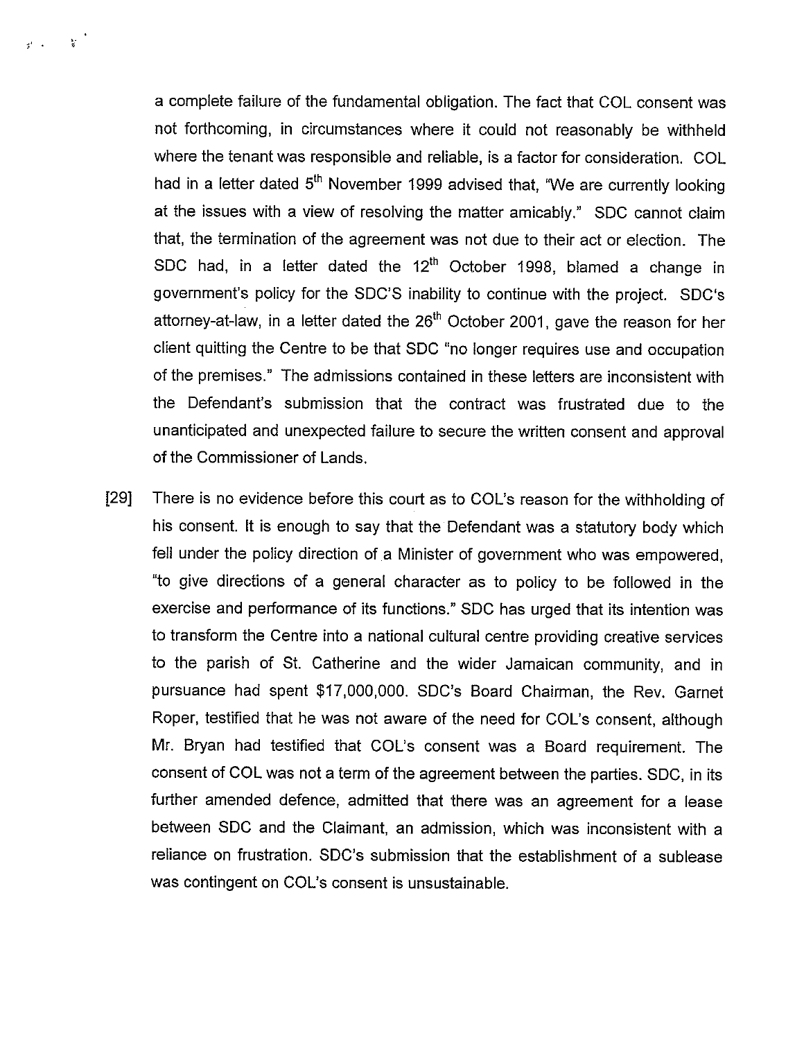a complete failure of the fundamental obligation. The fact that COL consent was not forthcoming, in circumstances where it could not reasonably be withheld where the tenant was responsible and reliable, is a factor for consideration. COL had in a letter dated 5th November 1999 advised that, "We are currently looking at the issues with a view of resolving the matter amicably." SDC cannot claim that, the termination of the agreement was not due to their act or election. The SDC had, in a letter dated the 12th October 1998, blamed a change in government's policy for the SDC'S inability to continue with the project. SDC's attorney-at-law, in a letter dated the 26th October 2001, gave the reason for her client quitting the Centre to be that SDC "no longer requires use and occupation of the premises." The admissions contained in these letters are inconsistent with the Defendant's submission that the contract was frustrated due to the unanticipated and unexpected failure to secure the written consent and approval of the Commissioner of Lands.

[29] There is no evidence before this court as to COL's reason for the withholding of his consent. It is enough to say that the Defendant was a statutory body which fell under the policy direction of a Minister of government who was empowered, "to give directions of a general character as to policy to be followed in the exercise and performance of its functions." SDC has urged that its intention was to transform the Centre into a national cultural centre providing creative services to the parish of St. Catherine and the wider Jamaican community, and in pursuance had spent $17,000,000. SDC's Board Chairman, the Rev. Garnet Roper, testified that he was not aware of the need for COL's consent, although Mr. Bryan had testified that COL's consent was a Board requirement. The consent of COL was not a term of the agreement between the parties. SDC, in its further amended defence, admitted that there was an agreement for a lease between SDC and the Claimant, an admission, which was inconsistent with a reliance on frustration. SDC's submission that the establishment of a sublease was contingent on COL's consent is unsustainable.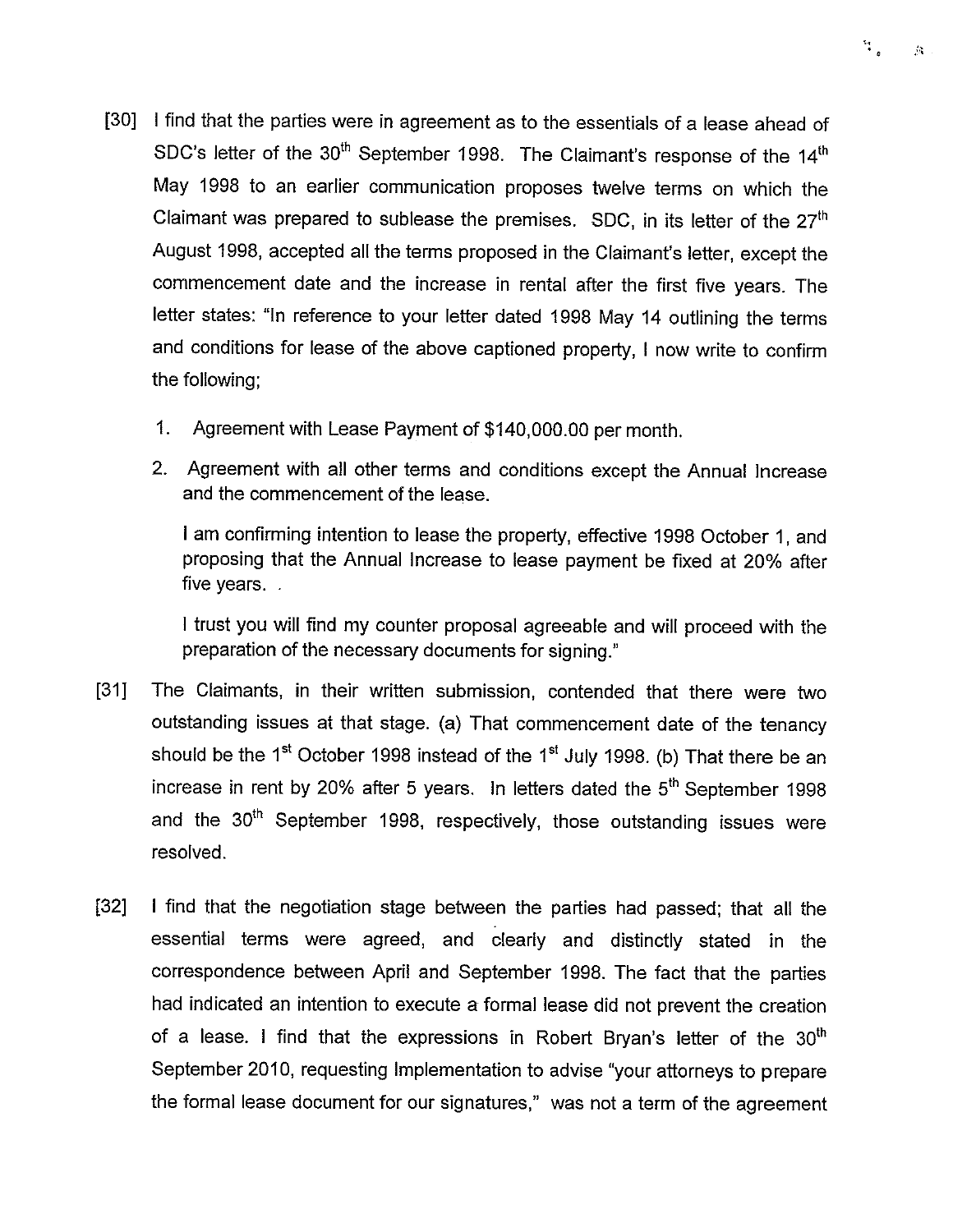[30] I find that the parties were in agreement as to the essentials of a lease ahead of SDC's letter of the 30th September 1998. The Claimant's response of the 14th May 1998 to an earlier communication proposes twelve terms on which the Claimant was prepared to sublease the premises. SDC, in its letter of the 27th August 1998, accepted all the terms proposed in the Claimant's letter, except the commencement date and the increase in rental after the first five years. The letter states: "In reference to your letter dated 1998 May 14 outlining the terms and conditions for lease of the above captioned property, I now write to confirm the following;

1. Agreement with Lease Payment of $140,000.00 per month.
2. Agreement with all other terms and conditions except the Annual Increase and the commencement of the lease.

   I am confirming intention to lease the property, effective 1998 October 1, and proposing that the Annual Increase to lease payment be fixed at 20% after five years. .

   I trust you will find my counter proposal agreeable and will proceed with the preparation of the necessary documents for signing."

[31] The Claimants, in their written submission, contended that there were two outstanding issues at that stage. (a) That commencement date of the tenancy should be the 1st October 1998 instead of the 1st July 1998. (b) That there be an increase in rent by 20% after 5 years. In letters dated the 5th September 1998 and the 30th September 1998, respectively, those outstanding issues were resolved.

[32] I find that the negotiation stage between the parties had passed; that all the essential terms were agreed, and clearly and distinctly stated in the correspondence between April and September 1998. The fact that the parties had indicated an intention to execute a formal lease did not prevent the creation of a lease. I find that the expressions in Robert Bryan's letter of the 30th September 2010, requesting Implementation to advise "your attorneys to prepare the formal lease document for our signatures," was not a term of the agreement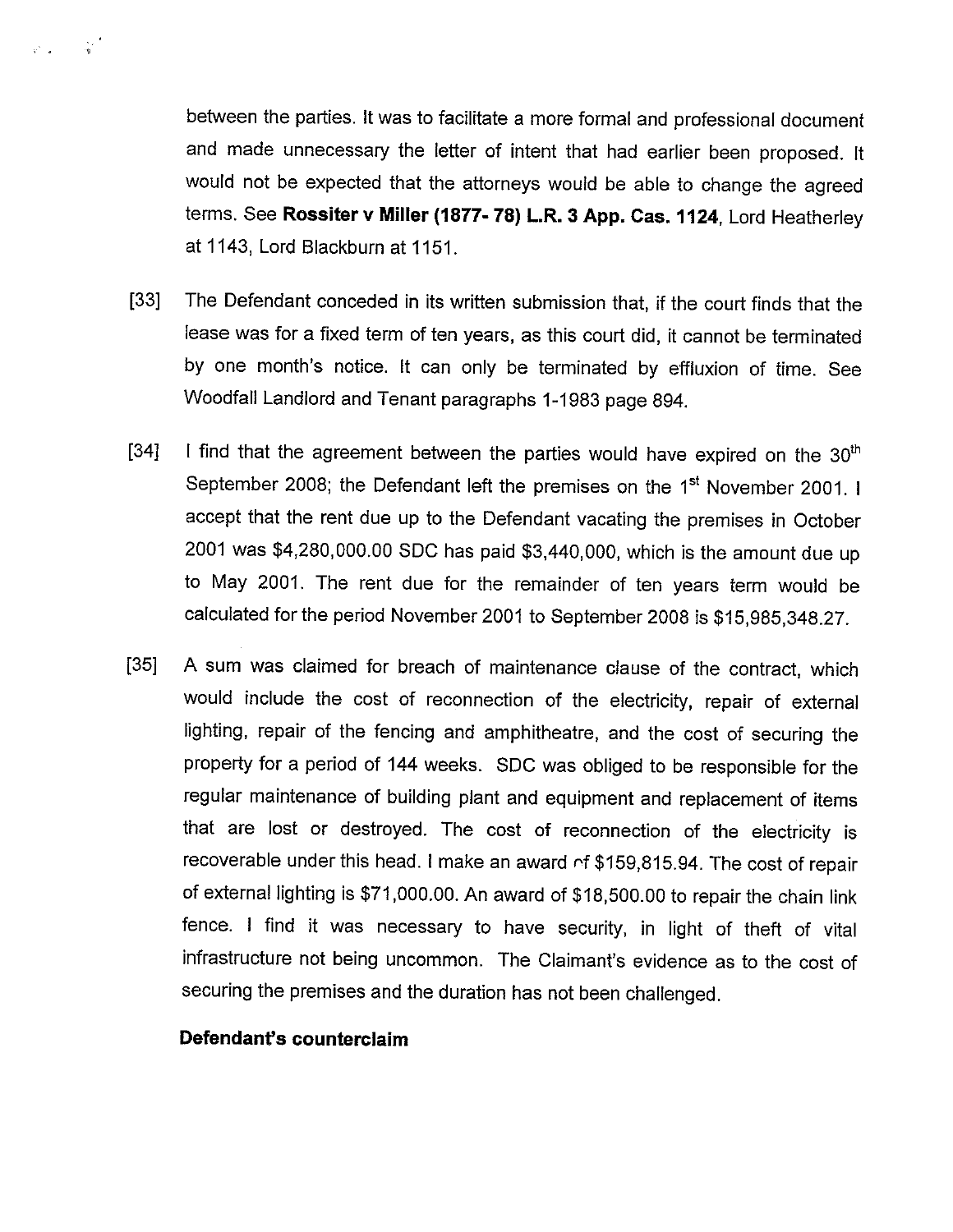between the parties. It was to facilitate a more formal and professional document and made unnecessary the letter of intent that had earlier been proposed. It would not be expected that the attorneys would be able to change the agreed terms. See **Rossiter v Miller (1877- 78) L.R. 3 App. Cas. 1124**, Lord Heatherley at 1143, Lord Blackburn at 1151.

[33] The Defendant conceded in its written submission that, if the court finds that the lease was for a fixed term of ten years, as this court did, it cannot be terminated by one month's notice. It can only be terminated by effluxion of time. See Woodfall Landlord and Tenant paragraphs 1-1983 page 894.

[34] I find that the agreement between the parties would have expired on the 30th September 2008; the Defendant left the premises on the 1st November 2001. I accept that the rent due up to the Defendant vacating the premises in October 2001 was $4,280,000.00 SDC has paid $3,440,000, which is the amount due up to May 2001. The rent due for the remainder of ten years term would be calculated for the period November 2001 to September 2008 is $15,985,348.27.

[35] A sum was claimed for breach of maintenance clause of the contract, which would include the cost of reconnection of the electricity, repair of external lighting, repair of the fencing and amphitheatre, and the cost of securing the property for a period of 144 weeks. SDC was obliged to be responsible for the regular maintenance of building plant and equipment and replacement of items that are lost or destroyed. The cost of reconnection of the electricity is recoverable under this head. I make an award of $159,815.94. The cost of repair of external lighting is $71,000.00. An award of $18,500.00 to repair the chain link fence. I find it was necessary to have security, in light of theft of vital infrastructure not being uncommon. The Claimant's evidence as to the cost of securing the premises and the duration has not been challenged.

**Defendant's counterclaim**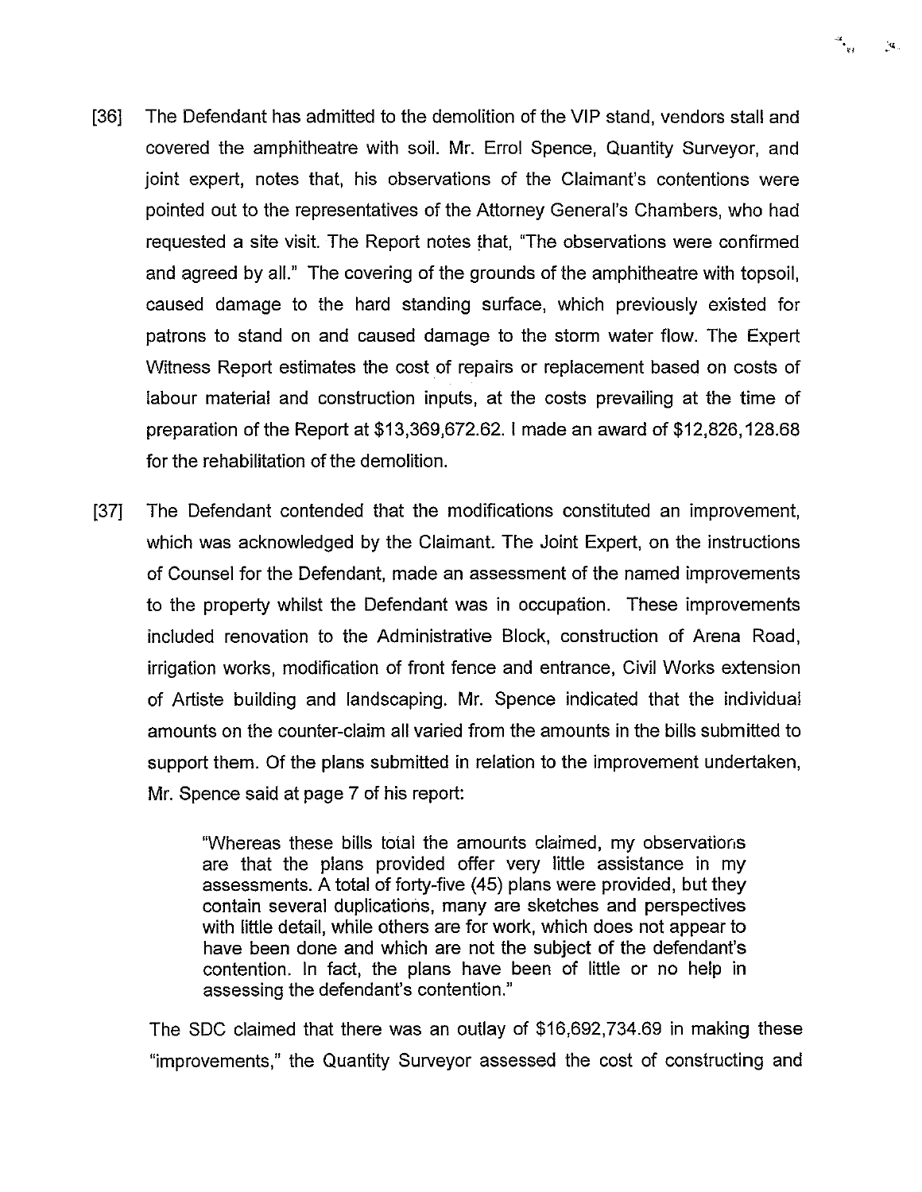[36] The Defendant has admitted to the demolition of the VIP stand, vendors stall and covered the amphitheatre with soil. Mr. Errol Spence, Quantity Surveyor, and joint expert, notes that, his observations of the Claimant's contentions were pointed out to the representatives of the Attorney General's Chambers, who had requested a site visit. The Report notes that, "The observations were confirmed and agreed by all." The covering of the grounds of the amphitheatre with topsoil, caused damage to the hard standing surface, which previously existed for patrons to stand on and caused damage to the storm water flow. The Expert Witness Report estimates the cost of repairs or replacement based on costs of labour material and construction inputs, at the costs prevailing at the time of preparation of the Report at $13,369,672.62. I made an award of $12,826,128.68 for the rehabilitation of the demolition.

[37] The Defendant contended that the modifications constituted an improvement, which was acknowledged by the Claimant. The Joint Expert, on the instructions of Counsel for the Defendant, made an assessment of the named improvements to the property whilst the Defendant was in occupation. These improvements included renovation to the Administrative Block, construction of Arena Road, irrigation works, modification of front fence and entrance, Civil Works extension of Artiste building and landscaping. Mr. Spence indicated that the individual amounts on the counter-claim all varied from the amounts in the bills submitted to support them. Of the plans submitted in relation to the improvement undertaken, Mr. Spence said at page 7 of his report:

> "Whereas these bills total the amounts claimed, my observations are that the plans provided offer very little assistance in my assessments. A total of forty-five (45) plans were provided, but they contain several duplications, many are sketches and perspectives with little detail, while others are for work, which does not appear to have been done and which are not the subject of the defendant's contention. In fact, the plans have been of little or no help in assessing the defendant's contention."

The SDC claimed that there was an outlay of $16,692,734.69 in making these "improvements," the Quantity Surveyor assessed the cost of constructing and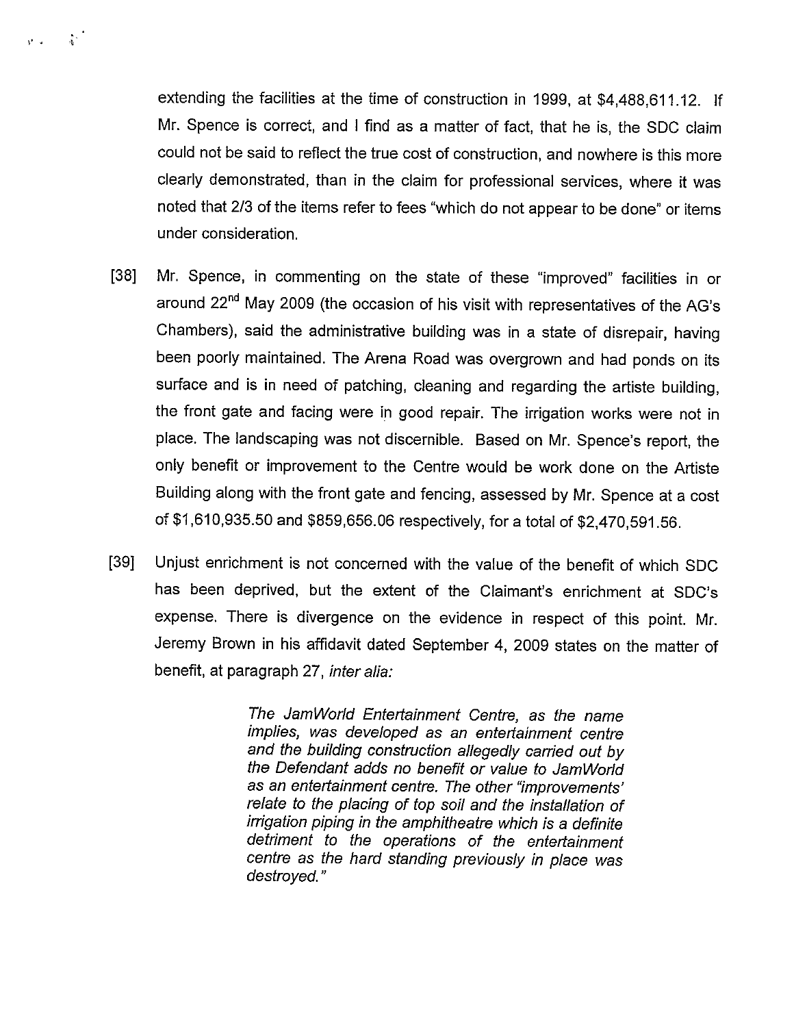extending the facilities at the time of construction in 1999, at $4,488,611.12. If Mr. Spence is correct, and I find as a matter of fact, that he is, the SDC claim could not be said to reflect the true cost of construction, and nowhere is this more clearly demonstrated, than in the claim for professional services, where it was noted that 2/3 of the items refer to fees "which do not appear to be done" or items under consideration.

[38] Mr. Spence, in commenting on the state of these "improved" facilities in or around 22nd May 2009 (the occasion of his visit with representatives of the AG's Chambers), said the administrative building was in a state of disrepair, having been poorly maintained. The Arena Road was overgrown and had ponds on its surface and is in need of patching, cleaning and regarding the artiste building, the front gate and facing were in good repair. The irrigation works were not in place. The landscaping was not discernible. Based on Mr. Spence's report, the only benefit or improvement to the Centre would be work done on the Artiste Building along with the front gate and fencing, assessed by Mr. Spence at a cost of $1,610,935.50 and $859,656.06 respectively, for a total of $2,470,591.56.

[39] Unjust enrichment is not concerned with the value of the benefit of which SDC has been deprived, but the extent of the Claimant's enrichment at SDC's expense. There is divergence on the evidence in respect of this point. Mr. Jeremy Brown in his affidavit dated September 4, 2009 states on the matter of benefit, at paragraph 27, *inter alia:*

> *The JamWorld Entertainment Centre, as the name implies, was developed as an entertainment centre and the building construction allegedly carried out by the Defendant adds no benefit or value to JamWorld as an entertainment centre. The other "improvements' relate to the placing of top soil and the installation of irrigation piping in the amphitheatre which is a definite detriment to the operations of the entertainment centre as the hard standing previously in place was destroyed."*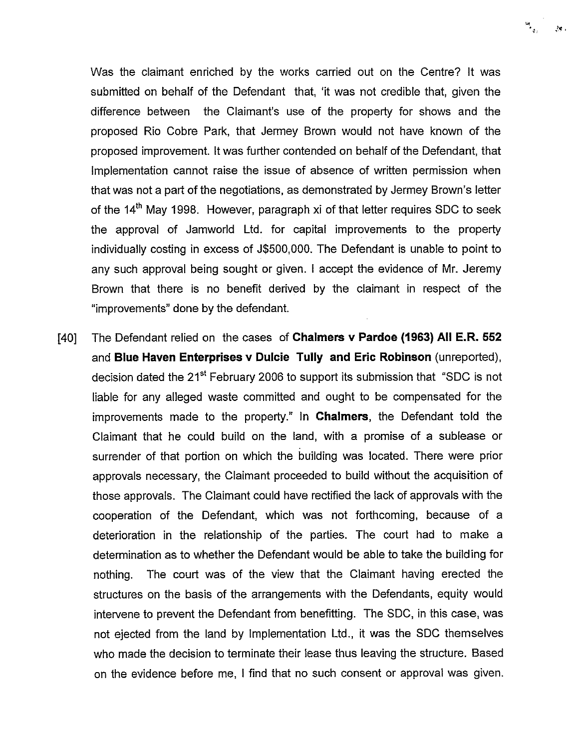Was the claimant enriched by the works carried out on the Centre? It was submitted on behalf of the Defendant that, 'it was not credible that, given the difference between the Claimant's use of the property for shows and the proposed Rio Cobre Park, that Jermey Brown would not have known of the proposed improvement. It was further contended on behalf of the Defendant, that Implementation cannot raise the issue of absence of written permission when that was not a part of the negotiations, as demonstrated by Jermey Brown's letter of the 14th May 1998. However, paragraph xi of that letter requires SDC to seek the approval of Jamworld Ltd. for capital improvements to the property individually costing in excess of J$500,000. The Defendant is unable to point to any such approval being sought or given. I accept the evidence of Mr. Jeremy Brown that there is no benefit derived by the claimant in respect of the "improvements" done by the defendant.

[40] The Defendant relied on the cases of **Chalmers v Pardoe (1963) All E.R. 552** and **Blue Haven Enterprises v Dulcie Tully and Eric Robinson** (unreported), decision dated the 21st February 2006 to support its submission that "SDC is not liable for any alleged waste committed and ought to be compensated for the improvements made to the property." In **Chalmers**, the Defendant told the Claimant that he could build on the land, with a promise of a sublease or surrender of that portion on which the building was located. There were prior approvals necessary, the Claimant proceeded to build without the acquisition of those approvals. The Claimant could have rectified the lack of approvals with the cooperation of the Defendant, which was not forthcoming, because of a deterioration in the relationship of the parties. The court had to make a determination as to whether the Defendant would be able to take the building for nothing. The court was of the view that the Claimant having erected the structures on the basis of the arrangements with the Defendants, equity would intervene to prevent the Defendant from benefitting. The SDC, in this case, was not ejected from the land by Implementation Ltd., it was the SDC themselves who made the decision to terminate their lease thus leaving the structure. Based on the evidence before me, I find that no such consent or approval was given.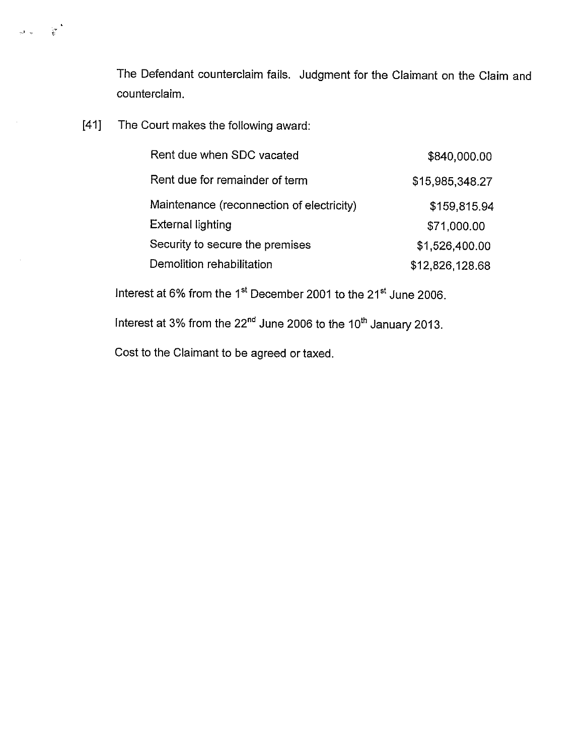The Defendant counterclaim fails. Judgment for the Claimant on the Claim and counterclaim.

[41] The Court makes the following award:

| | |
|---|---|
| Rent due when SDC vacated | $840,000.00 |
| Rent due for remainder of term | $15,985,348.27 |
| Maintenance (reconnection of electricity) | $159,815.94 |
| External lighting | $71,000.00 |
| Security to secure the premises | $1,526,400.00 |
| Demolition rehabilitation | $12,826,128.68 |

Interest at 6% from the 1st December 2001 to the 21st June 2006.

Interest at 3% from the 22nd June 2006 to the 10th January 2013.

Cost to the Claimant to be agreed or taxed.